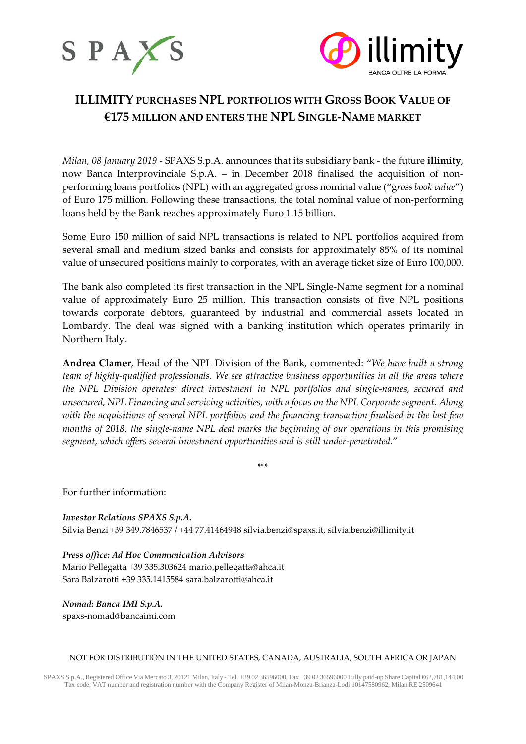# ILLIMITY PURCHASES NPL PORTFOLIOS WITH GROSS BOOK VALUE OF €175 MILLION AND ENTERS THE NPL SINGLE-NAME MARKET

*Milan, 08 January 2019* - SPAXS S.p.A. announces that its subsidiary bank - the future **illimity**, now Banca Interprovinciale S.p.A. – in December 2018 finalised the acquisition of non-performing loans portfolios (NPL) with an aggregated gross nominal value ("*gross book value*") of Euro 175 million. Following these transactions, the total nominal value of non-performing loans held by the Bank reaches approximately Euro 1.15 billion.

Some Euro 150 million of said NPL transactions is related to NPL portfolios acquired from several small and medium sized banks and consists for approximately 85% of its nominal value of unsecured positions mainly to corporates, with an average ticket size of Euro 100,000.

The bank also completed its first transaction in the NPL Single-Name segment for a nominal value of approximately Euro 25 million. This transaction consists of five NPL positions towards corporate debtors, guaranteed by industrial and commercial assets located in Lombardy. The deal was signed with a banking institution which operates primarily in Northern Italy.

**Andrea Clamer**, Head of the NPL Division of the Bank, commented: "*We have built a strong team of highly-qualified professionals. We see attractive business opportunities in all the areas where the NPL Division operates: direct investment in NPL portfolios and single-names, secured and unsecured, NPL Financing and servicing activities, with a focus on the NPL Corporate segment. Along with the acquisitions of several NPL portfolios and the financing transaction finalised in the last few months of 2018, the single-name NPL deal marks the beginning of our operations in this promising segment, which offers several investment opportunities and is still under-penetrated.*"

\*\*\*

For further information:

***Investor Relations SPAXS S.p.A.***
Silvia Benzi +39 349.7846537 / +44 77.41464948 silvia.benzi@spaxs.it, silvia.benzi@illimity.it

***Press office: Ad Hoc Communication Advisors***
Mario Pellegatta +39 335.303624 mario.pellegatta@ahca.it
Sara Balzarotti +39 335.1415584 sara.balzarotti@ahca.it

***Nomad: Banca IMI S.p.A.***
spaxs-nomad@bancaimi.com

NOT FOR DISTRIBUTION IN THE UNITED STATES, CANADA, AUSTRALIA, SOUTH AFRICA OR JAPAN

SPAXS S.p.A., Registered Office Via Mercato 3, 20121 Milan, Italy - Tel. +39 02 36596000, Fax +39 02 36596000 Fully paid-up Share Capital €62,781,144.00
Tax code, VAT number and registration number with the Company Register of Milan-Monza-Brianza-Lodi 10147580962, Milan RE 2509641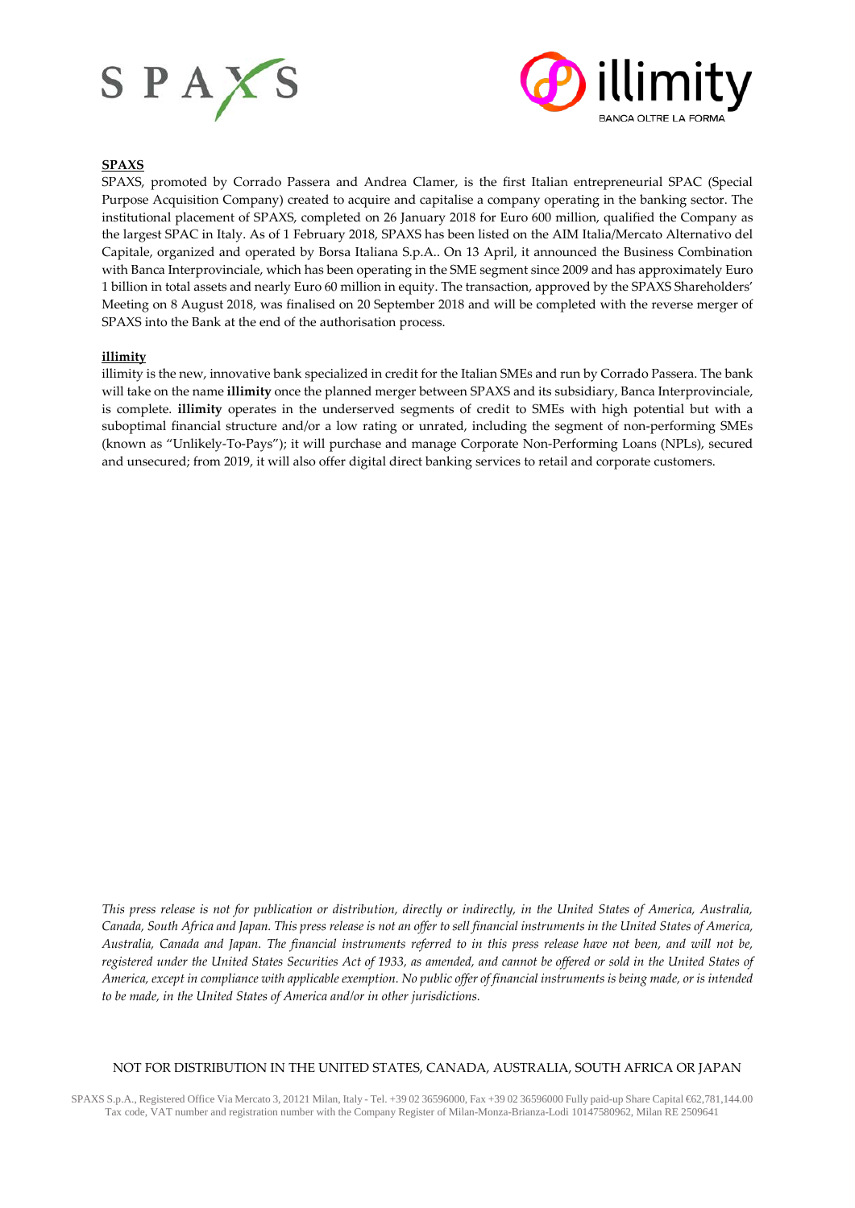**SPAXS**

SPAXS, promoted by Corrado Passera and Andrea Clamer, is the first Italian entrepreneurial SPAC (Special Purpose Acquisition Company) created to acquire and capitalise a company operating in the banking sector. The institutional placement of SPAXS, completed on 26 January 2018 for Euro 600 million, qualified the Company as the largest SPAC in Italy. As of 1 February 2018, SPAXS has been listed on the AIM Italia/Mercato Alternativo del Capitale, organized and operated by Borsa Italiana S.p.A.. On 13 April, it announced the Business Combination with Banca Interprovinciale, which has been operating in the SME segment since 2009 and has approximately Euro 1 billion in total assets and nearly Euro 60 million in equity. The transaction, approved by the SPAXS Shareholders' Meeting on 8 August 2018, was finalised on 20 September 2018 and will be completed with the reverse merger of SPAXS into the Bank at the end of the authorisation process.

**illimity**

illimity is the new, innovative bank specialized in credit for the Italian SMEs and run by Corrado Passera. The bank will take on the name **illimity** once the planned merger between SPAXS and its subsidiary, Banca Interprovinciale, is complete. **illimity** operates in the underserved segments of credit to SMEs with high potential but with a suboptimal financial structure and/or a low rating or unrated, including the segment of non-performing SMEs (known as "Unlikely-To-Pays"); it will purchase and manage Corporate Non-Performing Loans (NPLs), secured and unsecured; from 2019, it will also offer digital direct banking services to retail and corporate customers.

*This press release is not for publication or distribution, directly or indirectly, in the United States of America, Australia, Canada, South Africa and Japan. This press release is not an offer to sell financial instruments in the United States of America, Australia, Canada and Japan. The financial instruments referred to in this press release have not been, and will not be, registered under the United States Securities Act of 1933, as amended, and cannot be offered or sold in the United States of America, except in compliance with applicable exemption. No public offer of financial instruments is being made, or is intended to be made, in the United States of America and/or in other jurisdictions.*

NOT FOR DISTRIBUTION IN THE UNITED STATES, CANADA, AUSTRALIA, SOUTH AFRICA OR JAPAN

SPAXS S.p.A., Registered Office Via Mercato 3, 20121 Milan, Italy - Tel. +39 02 36596000, Fax +39 02 36596000 Fully paid-up Share Capital €62,781,144.00
Tax code, VAT number and registration number with the Company Register of Milan-Monza-Brianza-Lodi 10147580962, Milan RE 2509641